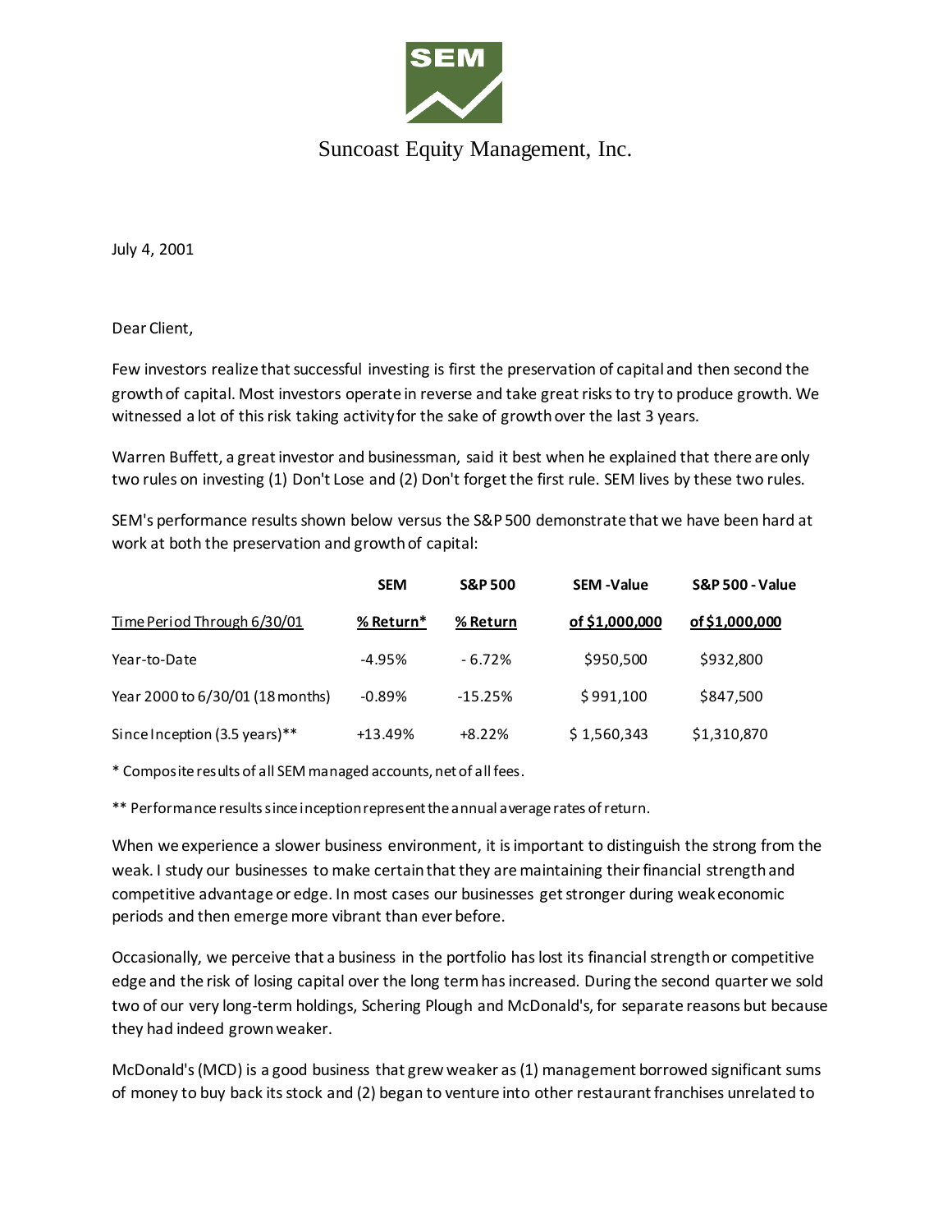Suncoast Equity Management, Inc.

July 4, 2001

Dear Client,

Few investors realize that successful investing is first the preservation of capital and then second the growth of capital. Most investors operate in reverse and take great risks to try to produce growth. We witnessed a lot of this risk taking activity for the sake of growth over the last 3 years.

Warren Buffett, a great investor and businessman, said it best when he explained that there are only two rules on investing (1) Don't Lose and (2) Don't forget the first rule. SEM lives by these two rules.

SEM's performance results shown below versus the S&P 500 demonstrate that we have been hard at work at both the preservation and growth of capital:

| Time Period Through 6/30/01 | SEM % Return* | S&P 500 % Return | SEM -Value of $1,000,000 | S&P 500 - Value of $1,000,000 |
|---|---|---|---|---|
| Year-to-Date | -4.95% | - 6.72% | $950,500 | $932,800 |
| Year 2000 to 6/30/01 (18 months) | -0.89% | -15.25% | $ 991,100 | $847,500 |
| Since Inception (3.5 years)** | +13.49% | +8.22% | $ 1,560,343 | $1,310,870 |

* Composite results of all SEM managed accounts, net of all fees.

** Performance results since inception represent the annual average rates of return.

When we experience a slower business environment, it is important to distinguish the strong from the weak. I study our businesses to make certain that they are maintaining their financial strength and competitive advantage or edge. In most cases our businesses get stronger during weak economic periods and then emerge more vibrant than ever before.

Occasionally, we perceive that a business in the portfolio has lost its financial strength or competitive edge and the risk of losing capital over the long term has increased. During the second quarter we sold two of our very long-term holdings, Schering Plough and McDonald's, for separate reasons but because they had indeed grown weaker.

McDonald's (MCD) is a good business that grew weaker as (1) management borrowed significant sums of money to buy back its stock and (2) began to venture into other restaurant franchises unrelated to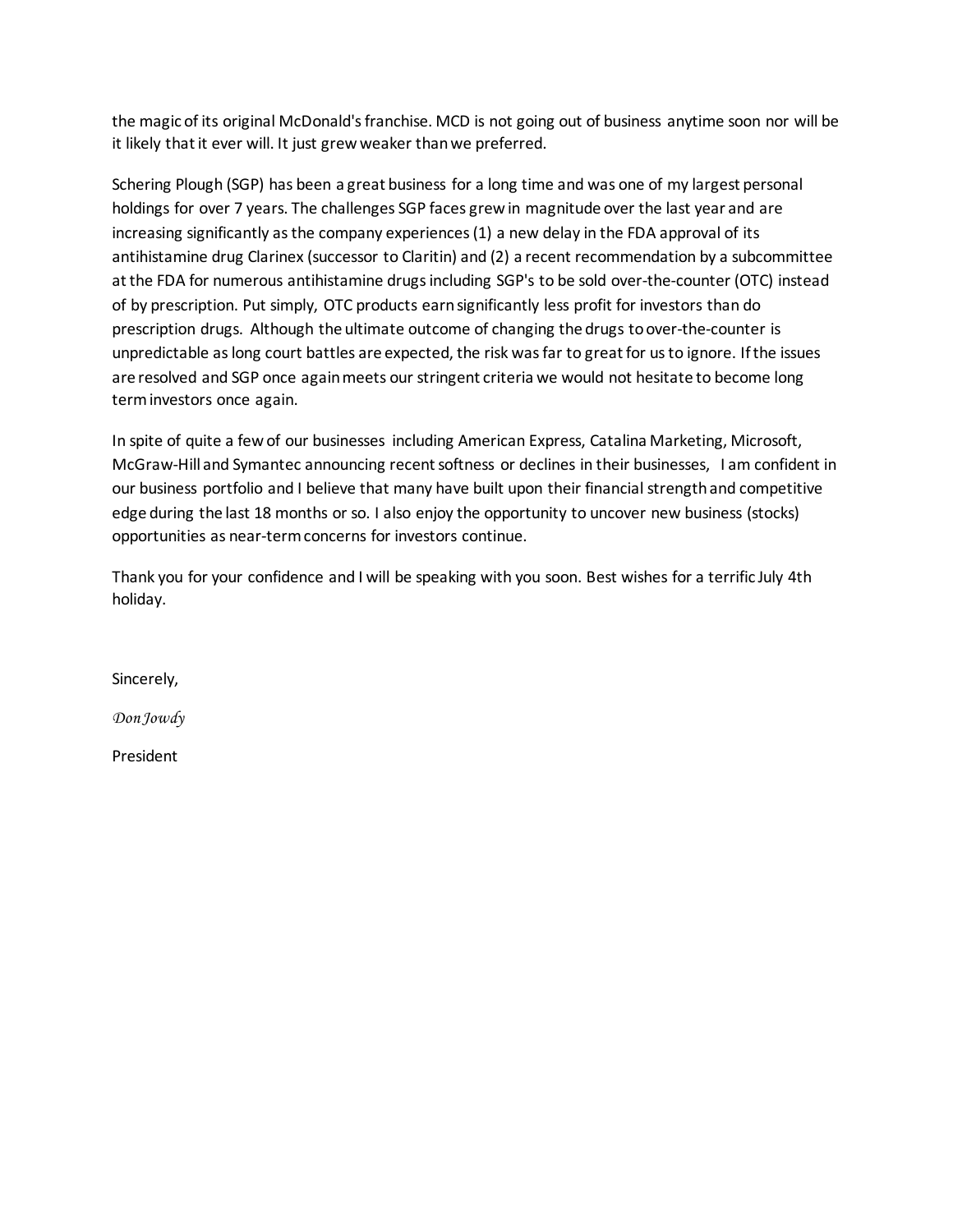the magic of its original McDonald's franchise. MCD is not going out of business anytime soon nor will be it likely that it ever will. It just grew weaker than we preferred.

Schering Plough (SGP) has been a great business for a long time and was one of my largest personal holdings for over 7 years. The challenges SGP faces grew in magnitude over the last year and are increasing significantly as the company experiences (1) a new delay in the FDA approval of its antihistamine drug Clarinex (successor to Claritin) and (2) a recent recommendation by a subcommittee at the FDA for numerous antihistamine drugs including SGP's to be sold over-the-counter (OTC) instead of by prescription. Put simply, OTC products earn significantly less profit for investors than do prescription drugs. Although the ultimate outcome of changing the drugs to over-the-counter is unpredictable as long court battles are expected, the risk was far to great for us to ignore. If the issues are resolved and SGP once again meets our stringent criteria we would not hesitate to become long term investors once again.

In spite of quite a few of our businesses including American Express, Catalina Marketing, Microsoft, McGraw-Hill and Symantec announcing recent softness or declines in their businesses, I am confident in our business portfolio and I believe that many have built upon their financial strength and competitive edge during the last 18 months or so. I also enjoy the opportunity to uncover new business (stocks) opportunities as near-term concerns for investors continue.

Thank you for your confidence and I will be speaking with you soon. Best wishes for a terrific July 4th holiday.

Sincerely,

*Don Jowdy*

President